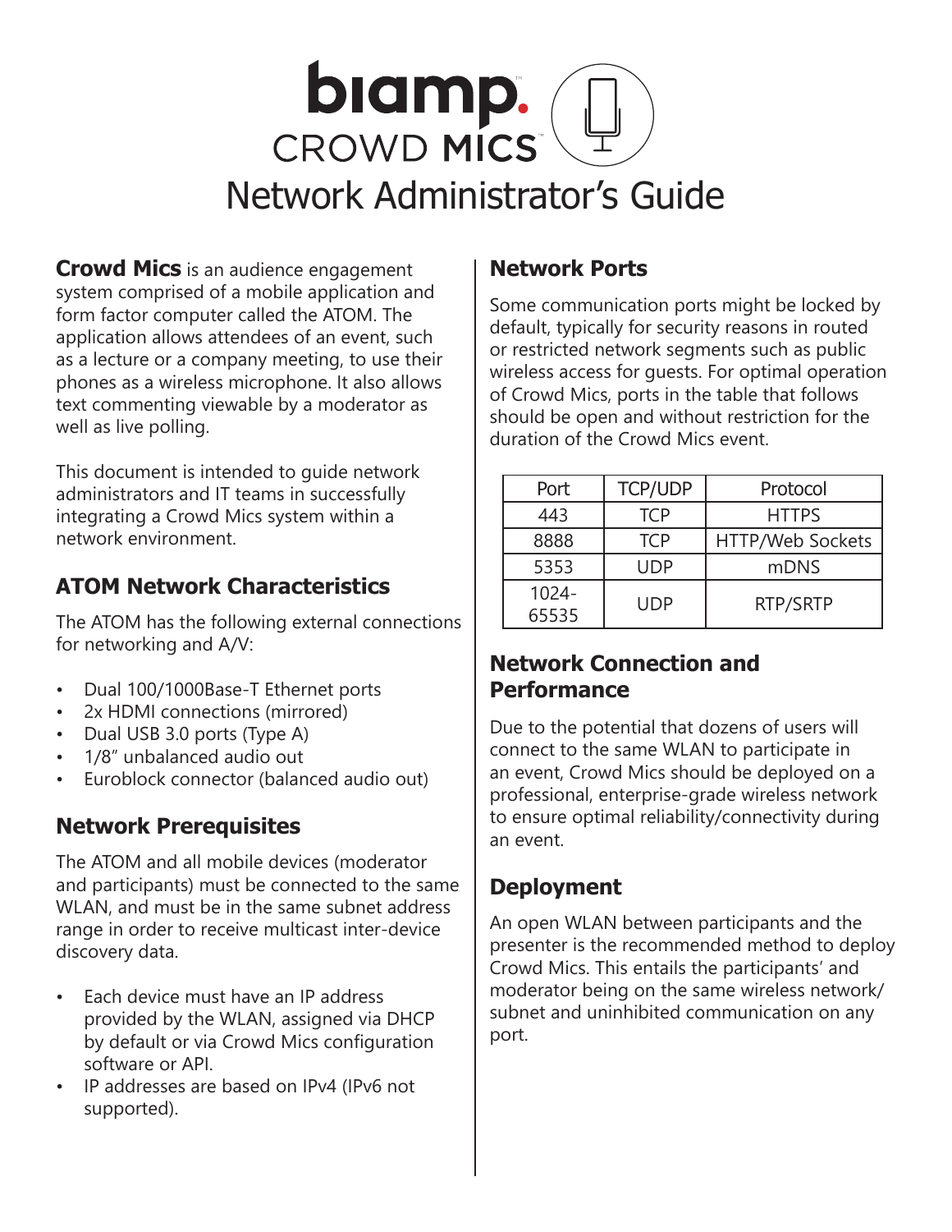# biamp. CROWD MICS

# Network Administrator's Guide

**Crowd Mics** is an audience engagement system comprised of a mobile application and form factor computer called the ATOM. The application allows attendees of an event, such as a lecture or a company meeting, to use their phones as a wireless microphone. It also allows text commenting viewable by a moderator as well as live polling.

This document is intended to guide network administrators and IT teams in successfully integrating a Crowd Mics system within a network environment.

## ATOM Network Characteristics

The ATOM has the following external connections for networking and A/V:

- Dual 100/1000Base-T Ethernet ports
- 2x HDMI connections (mirrored)
- Dual USB 3.0 ports (Type A)
- 1/8" unbalanced audio out
- Euroblock connector (balanced audio out)

## Network Prerequisites

The ATOM and all mobile devices (moderator and participants) must be connected to the same WLAN, and must be in the same subnet address range in order to receive multicast inter-device discovery data.

- Each device must have an IP address provided by the WLAN, assigned via DHCP by default or via Crowd Mics configuration software or API.
- IP addresses are based on IPv4 (IPv6 not supported).

## Network Ports

Some communication ports might be locked by default, typically for security reasons in routed or restricted network segments such as public wireless access for guests. For optimal operation of Crowd Mics, ports in the table that follows should be open and without restriction for the duration of the Crowd Mics event.

| Port | TCP/UDP | Protocol |
|---|---|---|
| 443 | TCP | HTTPS |
| 8888 | TCP | HTTP/Web Sockets |
| 5353 | UDP | mDNS |
| 1024-65535 | UDP | RTP/SRTP |

## Network Connection and Performance

Due to the potential that dozens of users will connect to the same WLAN to participate in an event, Crowd Mics should be deployed on a professional, enterprise-grade wireless network to ensure optimal reliability/connectivity during an event.

## Deployment

An open WLAN between participants and the presenter is the recommended method to deploy Crowd Mics. This entails the participants' and moderator being on the same wireless network/ subnet and uninhibited communication on any port.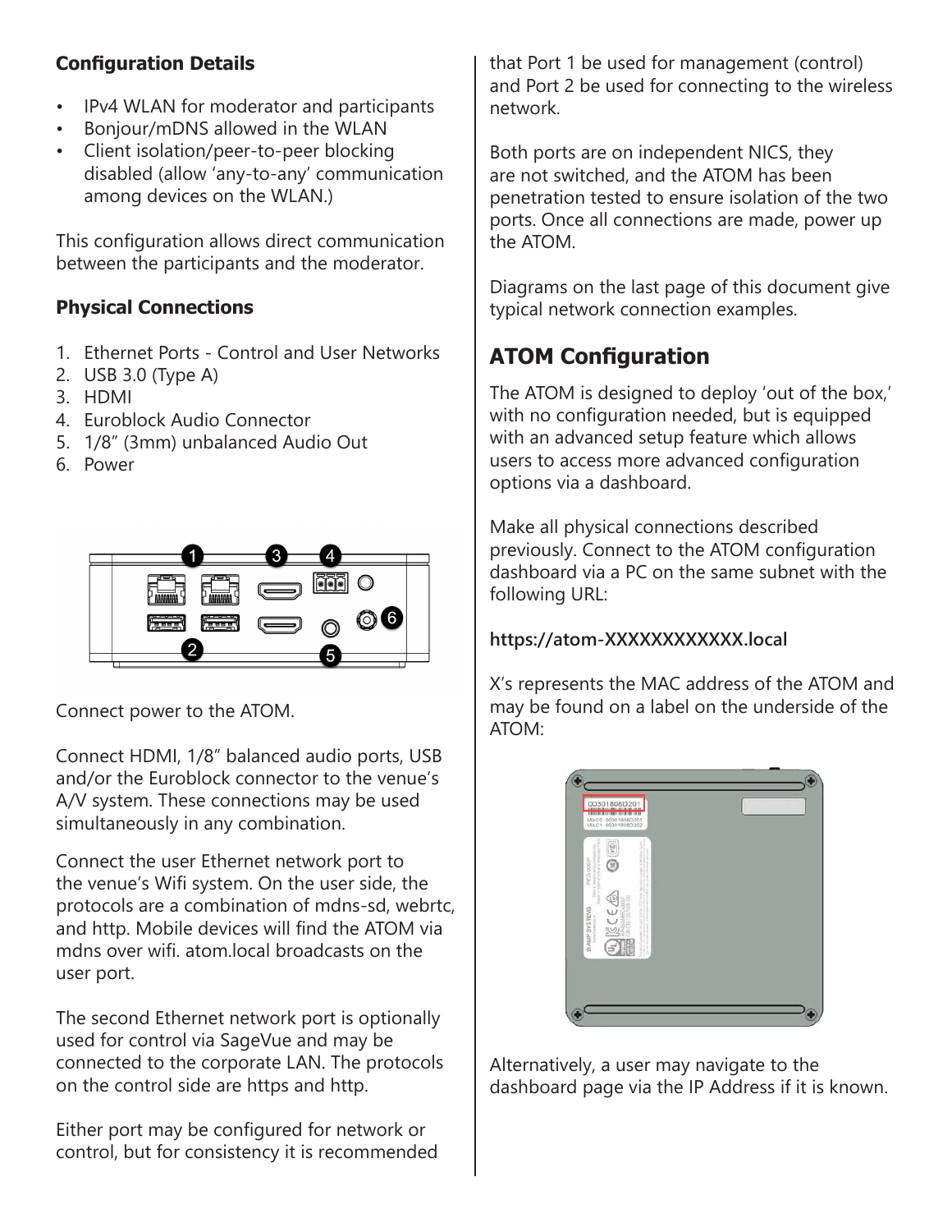**Configuration Details**

- IPv4 WLAN for moderator and participants
- Bonjour/mDNS allowed in the WLAN
- Client isolation/peer-to-peer blocking disabled (allow 'any-to-any' communication among devices on the WLAN.)

This configuration allows direct communication between the participants and the moderator.

**Physical Connections**

1. Ethernet Ports - Control and User Networks
2. USB 3.0 (Type A)
3. HDMI
4. Euroblock Audio Connector
5. 1/8" (3mm) unbalanced Audio Out
6. Power

Connect power to the ATOM.

Connect HDMI, 1/8" balanced audio ports, USB and/or the Euroblock connector to the venue's A/V system. These connections may be used simultaneously in any combination.

Connect the user Ethernet network port to the venue's Wifi system. On the user side, the protocols are a combination of mdns-sd, webrtc, and http. Mobile devices will find the ATOM via mdns over wifi. atom.local broadcasts on the user port.

The second Ethernet network port is optionally used for control via SageVue and may be connected to the corporate LAN. The protocols on the control side are https and http.

Either port may be configured for network or control, but for consistency it is recommended that Port 1 be used for management (control) and Port 2 be used for connecting to the wireless network.

Both ports are on independent NICS, they are not switched, and the ATOM has been penetration tested to ensure isolation of the two ports. Once all connections are made, power up the ATOM.

Diagrams on the last page of this document give typical network connection examples.

## ATOM Configuration

The ATOM is designed to deploy 'out of the box,' with no configuration needed, but is equipped with an advanced setup feature which allows users to access more advanced configuration options via a dashboard.

Make all physical connections described previously. Connect to the ATOM configuration dashboard via a PC on the same subnet with the following URL:

**https://atom-XXXXXXXXXXXX.local**

X's represents the MAC address of the ATOM and may be found on a label on the underside of the ATOM:

Alternatively, a user may navigate to the dashboard page via the IP Address if it is known.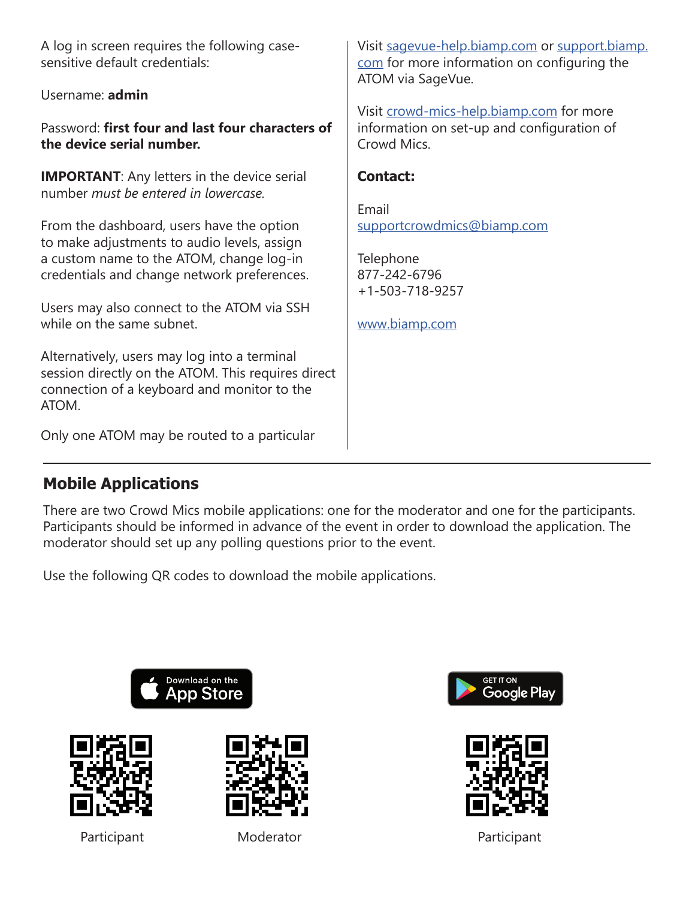A log in screen requires the following case-sensitive default credentials:

Username: **admin**

Password: **first four and last four characters of the device serial number.**

**IMPORTANT**: Any letters in the device serial number *must be entered in lowercase*.

From the dashboard, users have the option to make adjustments to audio levels, assign a custom name to the ATOM, change log-in credentials and change network preferences.

Users may also connect to the ATOM via SSH while on the same subnet.

Alternatively, users may log into a terminal session directly on the ATOM. This requires direct connection of a keyboard and monitor to the ATOM.

Only one ATOM may be routed to a particular

Visit sagevue-help.biamp.com or support.biamp.com for more information on configuring the ATOM via SageVue.

Visit crowd-mics-help.biamp.com for more information on set-up and configuration of Crowd Mics.

**Contact:**

Email
supportcrowdmics@biamp.com

Telephone
877-242-6796
+1-503-718-9257

www.biamp.com

## Mobile Applications

There are two Crowd Mics mobile applications: one for the moderator and one for the participants. Participants should be informed in advance of the event in order to download the application. The moderator should set up any polling questions prior to the event.

Use the following QR codes to download the mobile applications.

Download on the App Store

Participant

Moderator

GET IT ON Google Play

Participant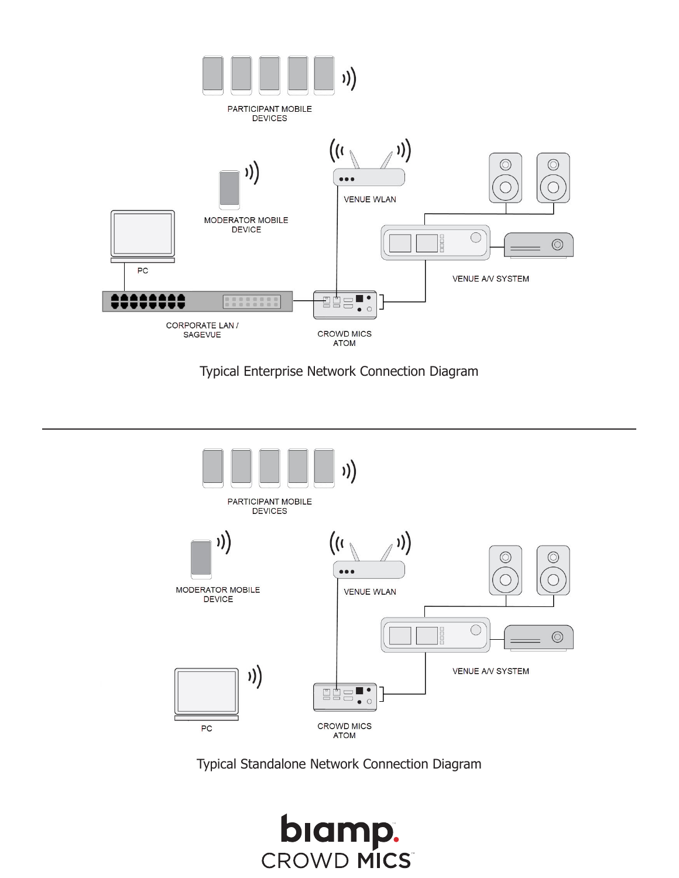PARTICIPANT MOBILE DEVICES

MODERATOR MOBILE DEVICE

VENUE WLAN

PC

VENUE A/V SYSTEM

CORPORATE LAN / SAGEVUE

CROWD MICS ATOM

Typical Enterprise Network Connection Diagram

---

PARTICIPANT MOBILE DEVICES

MODERATOR MOBILE DEVICE

VENUE WLAN

VENUE A/V SYSTEM

PC

CROWD MICS ATOM

Typical Standalone Network Connection Diagram

biamp. CROWD MICS